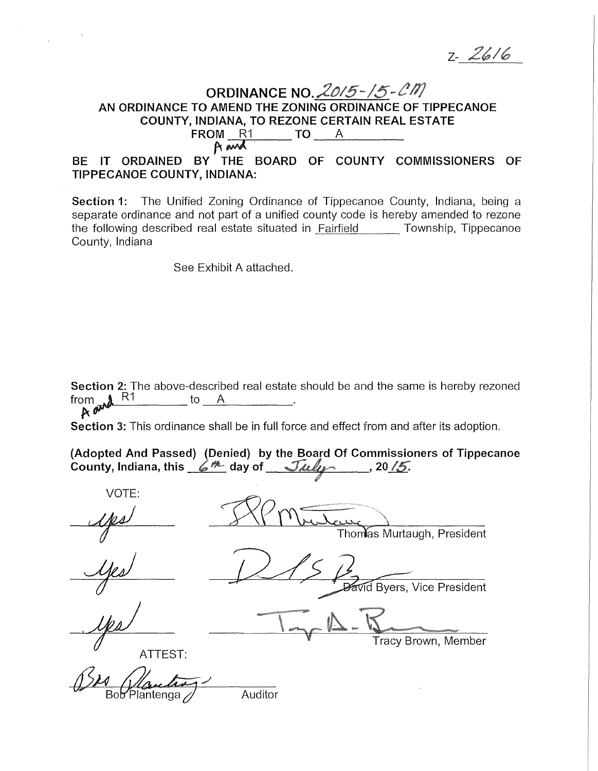Z- 2616

# ORDINANCE NO. 2015-15-CM

## AN ORDINANCE TO AMEND THE ZONING ORDINANCE OF TIPPECANOE COUNTY, INDIANA, TO REZONE CERTAIN REAL ESTATE FROM R1 A and TO A

**BE IT ORDAINED BY THE BOARD OF COUNTY COMMISSIONERS OF TIPPECANOE COUNTY, INDIANA:**

**Section 1:** The Unified Zoning Ordinance of Tippecanoe County, Indiana, being a separate ordinance and not part of a unified county code is hereby amended to rezone the following described real estate situated in Fairfield Township, Tippecanoe County, Indiana

See Exhibit A attached.

**Section 2:** The above-described real estate should be and the same is hereby rezoned from A and R1 to A.

**Section 3:** This ordinance shall be in full force and effect from and after its adoption.

**(Adopted And Passed) (Denied) by the Board Of Commissioners of Tippecanoe County, Indiana, this 6th day of July, 2015.**

VOTE:

| Vote | Signature |
|---|---|
| Yes | Thomas Murtaugh, President |
| Yes | David Byers, Vice President |
| Yes | Tracy Brown, Member |

ATTEST:

Bob Plantenga, Auditor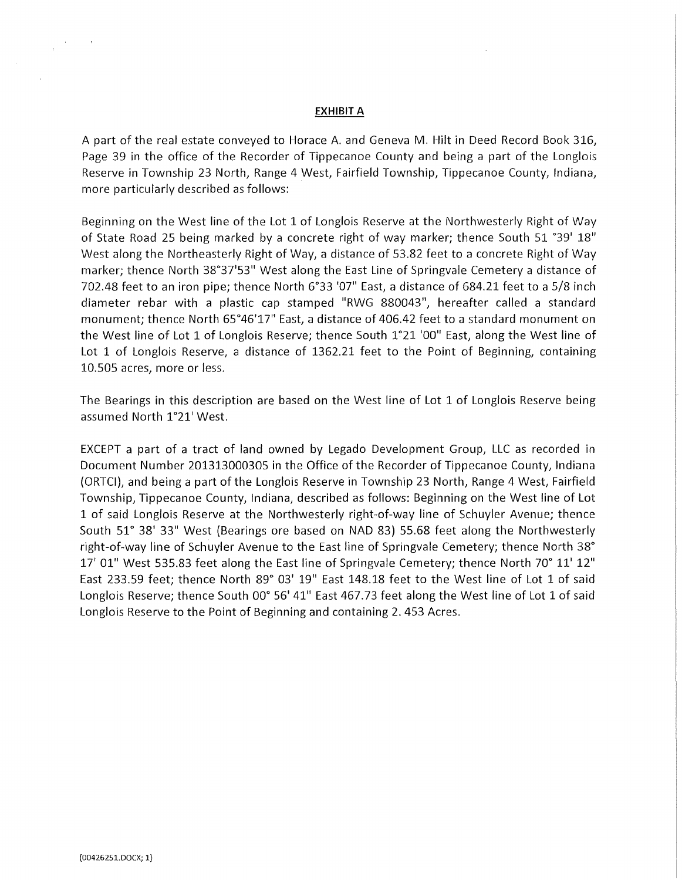## EXHIBIT A

A part of the real estate conveyed to Horace A. and Geneva M. Hilt in Deed Record Book 316, Page 39 in the office of the Recorder of Tippecanoe County and being a part of the Longlois Reserve in Township 23 North, Range 4 West, Fairfield Township, Tippecanoe County, Indiana, more particularly described as follows:

Beginning on the West line of the Lot 1 of Longlois Reserve at the Northwesterly Right of Way of State Road 25 being marked by a concrete right of way marker; thence South 51 °39' 18" West along the Northeasterly Right of Way, a distance of 53.82 feet to a concrete Right of Way marker; thence North 38°37'53" West along the East Line of Springvale Cemetery a distance of 702.48 feet to an iron pipe; thence North 6°33 '07" East, a distance of 684.21 feet to a 5/8 inch diameter rebar with a plastic cap stamped "RWG 880043", hereafter called a standard monument; thence North 65°46'17" East, a distance of 406.42 feet to a standard monument on the West line of Lot 1 of Longlois Reserve; thence South 1°21 '00" East, along the West line of Lot 1 of Longlois Reserve, a distance of 1362.21 feet to the Point of Beginning, containing 10.505 acres, more or less.

The Bearings in this description are based on the West line of Lot 1 of Longlois Reserve being assumed North 1°21' West.

EXCEPT a part of a tract of land owned by Legado Development Group, LLC as recorded in Document Number 201313000305 in the Office of the Recorder of Tippecanoe County, Indiana (ORTCI), and being a part of the Longlois Reserve in Township 23 North, Range 4 West, Fairfield Township, Tippecanoe County, Indiana, described as follows: Beginning on the West line of Lot 1 of said Longlois Reserve at the Northwesterly right-of-way line of Schuyler Avenue; thence South 51° 38' 33" West (Bearings ore based on NAD 83) 55.68 feet along the Northwesterly right-of-way line of Schuyler Avenue to the East line of Springvale Cemetery; thence North 38° 17' 01" West 535.83 feet along the East line of Springvale Cemetery; thence North 70° 11' 12" East 233.59 feet; thence North 89° 03' 19" East 148.18 feet to the West line of Lot 1 of said Longlois Reserve; thence South 00° 56' 41" East 467.73 feet along the West line of Lot 1 of said Longlois Reserve to the Point of Beginning and containing 2. 453 Acres.

{00426251.DOCX; 1}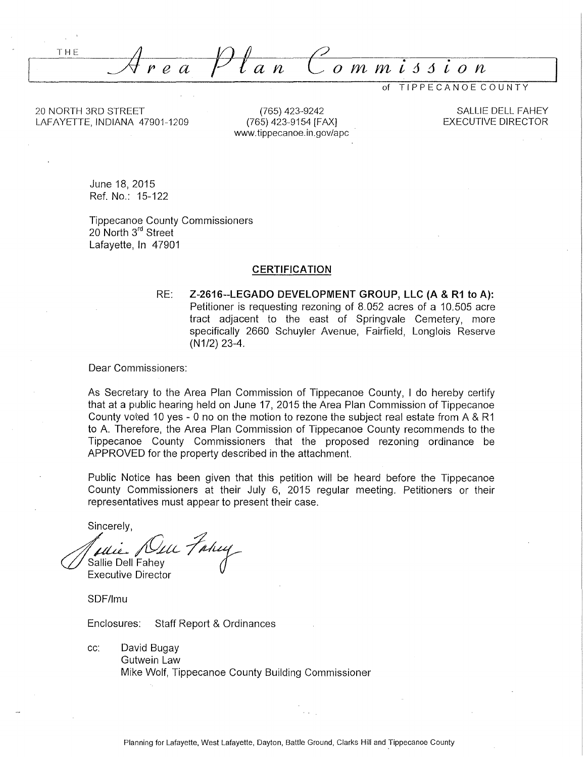THE

# Area Plan Commission

of TIPPECANOE COUNTY

20 NORTH 3RD STREET
LAFAYETTE, INDIANA 47901-1209

(765) 423-9242
(765) 423-9154 [FAX]
www.tippecanoe.in.gov/apc

SALLIE DELL FAHEY
EXECUTIVE DIRECTOR

June 18, 2015
Ref. No.: 15-122

Tippecanoe County Commissioners
20 North 3rd Street
Lafayette, In 47901

## CERTIFICATION

RE: **Z-2616--LEGADO DEVELOPMENT GROUP, LLC (A & R1 to A):** Petitioner is requesting rezoning of 8.052 acres of a 10.505 acre tract adjacent to the east of Springvale Cemetery, more specifically 2660 Schuyler Avenue, Fairfield, Longlois Reserve (N1/2) 23-4.

Dear Commissioners:

As Secretary to the Area Plan Commission of Tippecanoe County, I do hereby certify that at a public hearing held on June 17, 2015 the Area Plan Commission of Tippecanoe County voted 10 yes - 0 no on the motion to rezone the subject real estate from A & R1 to A. Therefore, the Area Plan Commission of Tippecanoe County recommends to the Tippecanoe County Commissioners that the proposed rezoning ordinance be APPROVED for the property described in the attachment.

Public Notice has been given that this petition will be heard before the Tippecanoe County Commissioners at their July 6, 2015 regular meeting. Petitioners or their representatives must appear to present their case.

Sincerely,

Sallie Dell Fahey
Executive Director

SDF/lmu

Enclosures: Staff Report & Ordinances

cc: David Bugay
Gutwein Law
Mike Wolf, Tippecanoe County Building Commissioner

Planning for Lafayette, West Lafayette, Dayton, Battle Ground, Clarks Hill and Tippecanoe County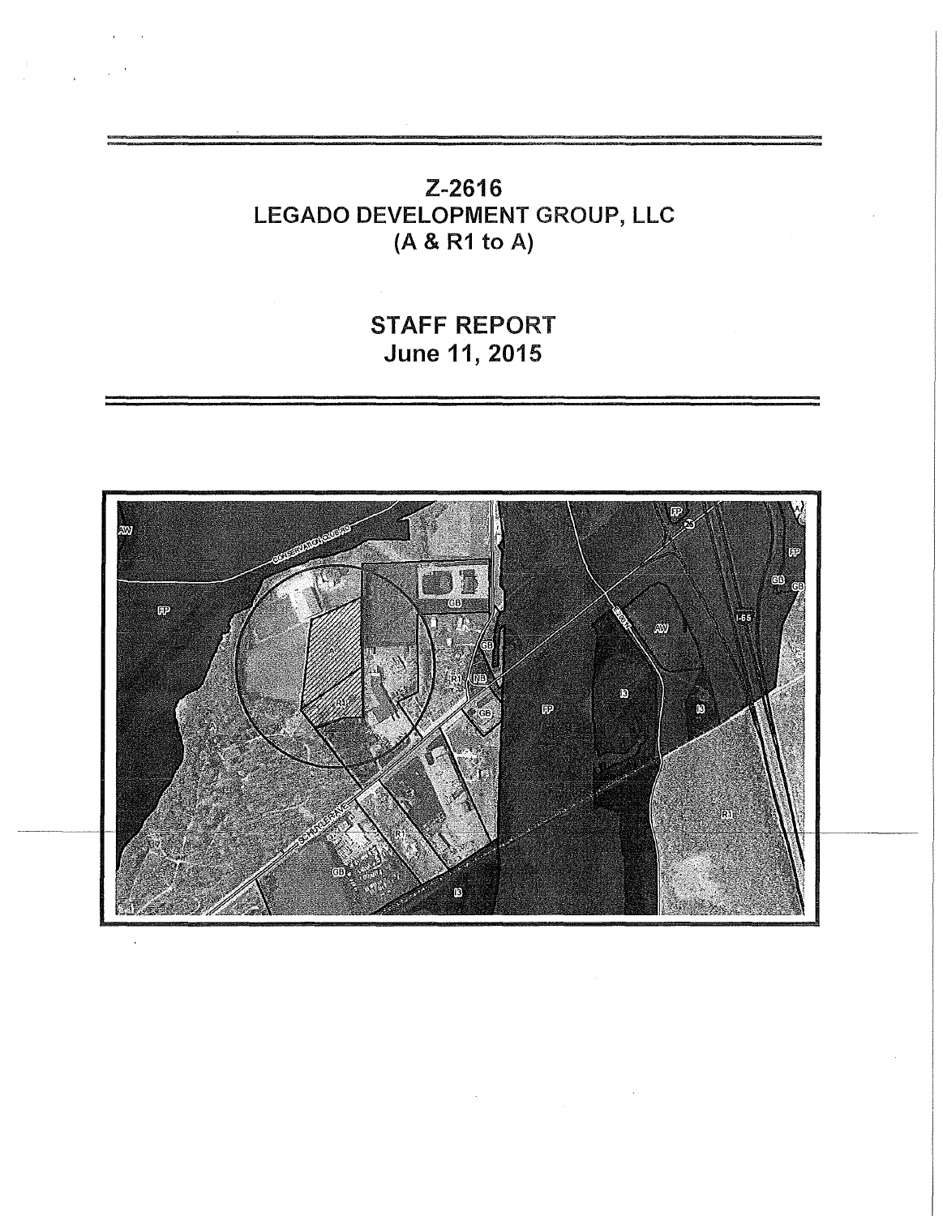# Z-2616
# LEGADO DEVELOPMENT GROUP, LLC
# (A & R1 to A)

## STAFF REPORT
## June 11, 2015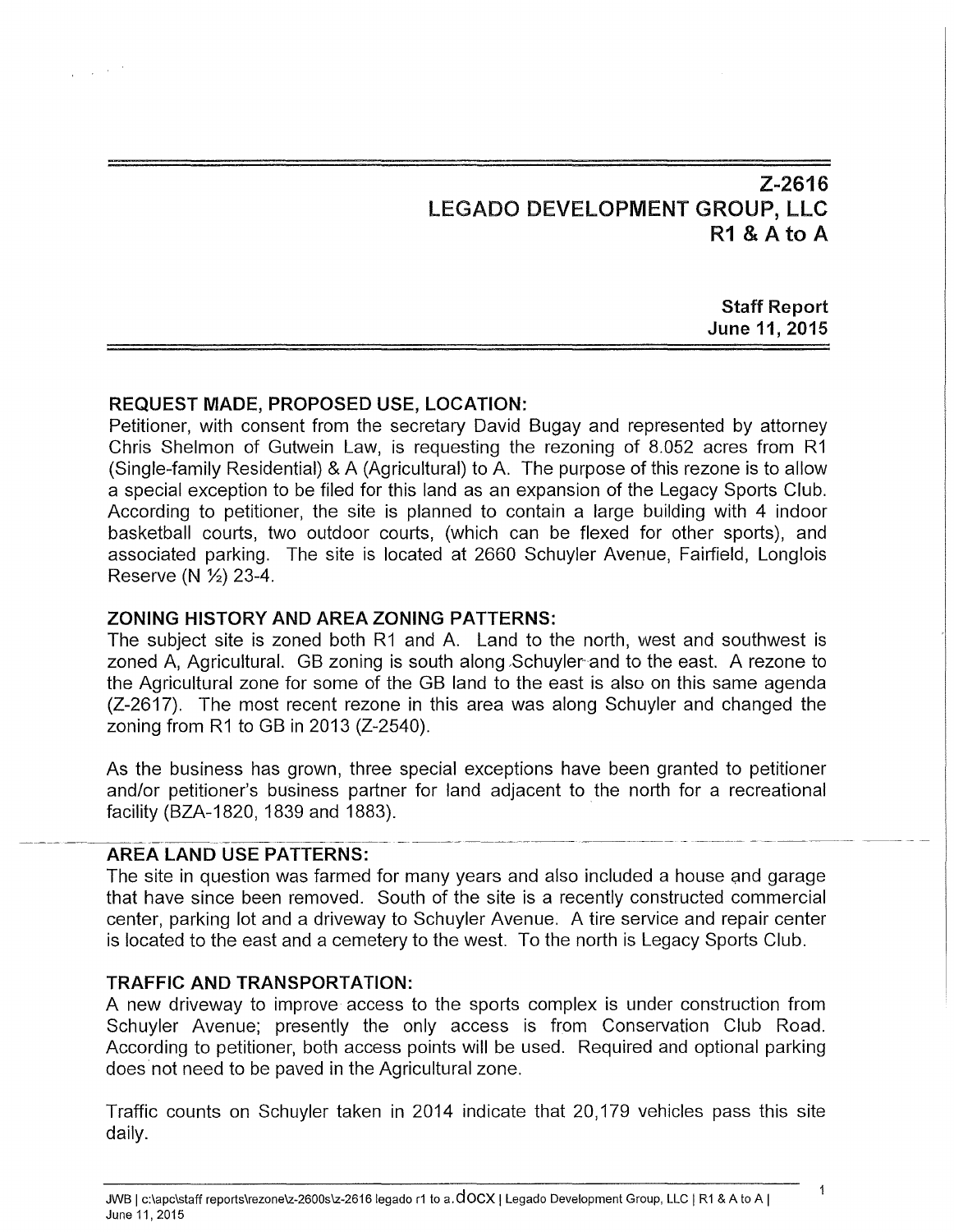# Z-2616
# LEGADO DEVELOPMENT GROUP, LLC
# R1 & A to A

**Staff Report**
**June 11, 2015**

## REQUEST MADE, PROPOSED USE, LOCATION:

Petitioner, with consent from the secretary David Bugay and represented by attorney Chris Shelmon of Gutwein Law, is requesting the rezoning of 8.052 acres from R1 (Single-family Residential) & A (Agricultural) to A. The purpose of this rezone is to allow a special exception to be filed for this land as an expansion of the Legacy Sports Club. According to petitioner, the site is planned to contain a large building with 4 indoor basketball courts, two outdoor courts, (which can be flexed for other sports), and associated parking. The site is located at 2660 Schuyler Avenue, Fairfield, Longlois Reserve (N ½) 23-4.

## ZONING HISTORY AND AREA ZONING PATTERNS:

The subject site is zoned both R1 and A. Land to the north, west and southwest is zoned A, Agricultural. GB zoning is south along Schuyler and to the east. A rezone to the Agricultural zone for some of the GB land to the east is also on this same agenda (Z-2617). The most recent rezone in this area was along Schuyler and changed the zoning from R1 to GB in 2013 (Z-2540).

As the business has grown, three special exceptions have been granted to petitioner and/or petitioner's business partner for land adjacent to the north for a recreational facility (BZA-1820, 1839 and 1883).

## AREA LAND USE PATTERNS:

The site in question was farmed for many years and also included a house and garage that have since been removed. South of the site is a recently constructed commercial center, parking lot and a driveway to Schuyler Avenue. A tire service and repair center is located to the east and a cemetery to the west. To the north is Legacy Sports Club.

## TRAFFIC AND TRANSPORTATION:

A new driveway to improve access to the sports complex is under construction from Schuyler Avenue; presently the only access is from Conservation Club Road. According to petitioner, both access points will be used. Required and optional parking does not need to be paved in the Agricultural zone.

Traffic counts on Schuyler taken in 2014 indicate that 20,179 vehicles pass this site daily.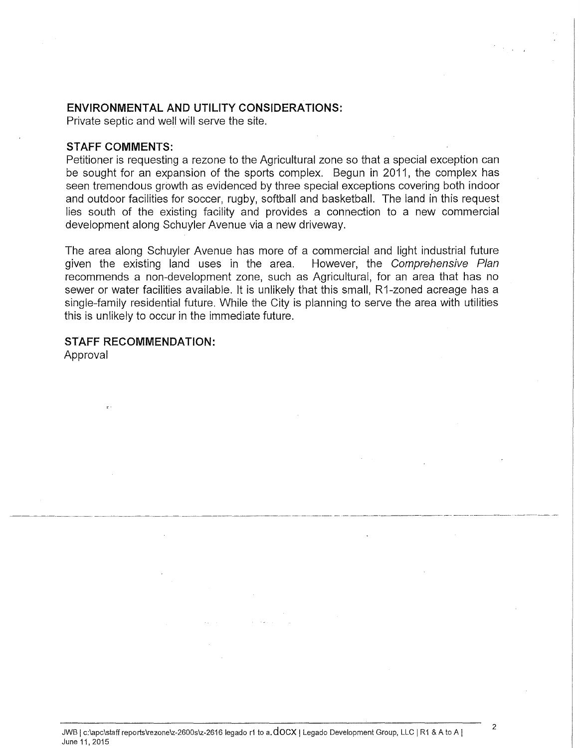## ENVIRONMENTAL AND UTILITY CONSIDERATIONS:

Private septic and well will serve the site.

## STAFF COMMENTS:

Petitioner is requesting a rezone to the Agricultural zone so that a special exception can be sought for an expansion of the sports complex. Begun in 2011, the complex has seen tremendous growth as evidenced by three special exceptions covering both indoor and outdoor facilities for soccer, rugby, softball and basketball. The land in this request lies south of the existing facility and provides a connection to a new commercial development along Schuyler Avenue via a new driveway.

The area along Schuyler Avenue has more of a commercial and light industrial future given the existing land uses in the area. However, the *Comprehensive Plan* recommends a non-development zone, such as Agricultural, for an area that has no sewer or water facilities available. It is unlikely that this small, R1-zoned acreage has a single-family residential future. While the City is planning to serve the area with utilities this is unlikely to occur in the immediate future.

## STAFF RECOMMENDATION:

Approval